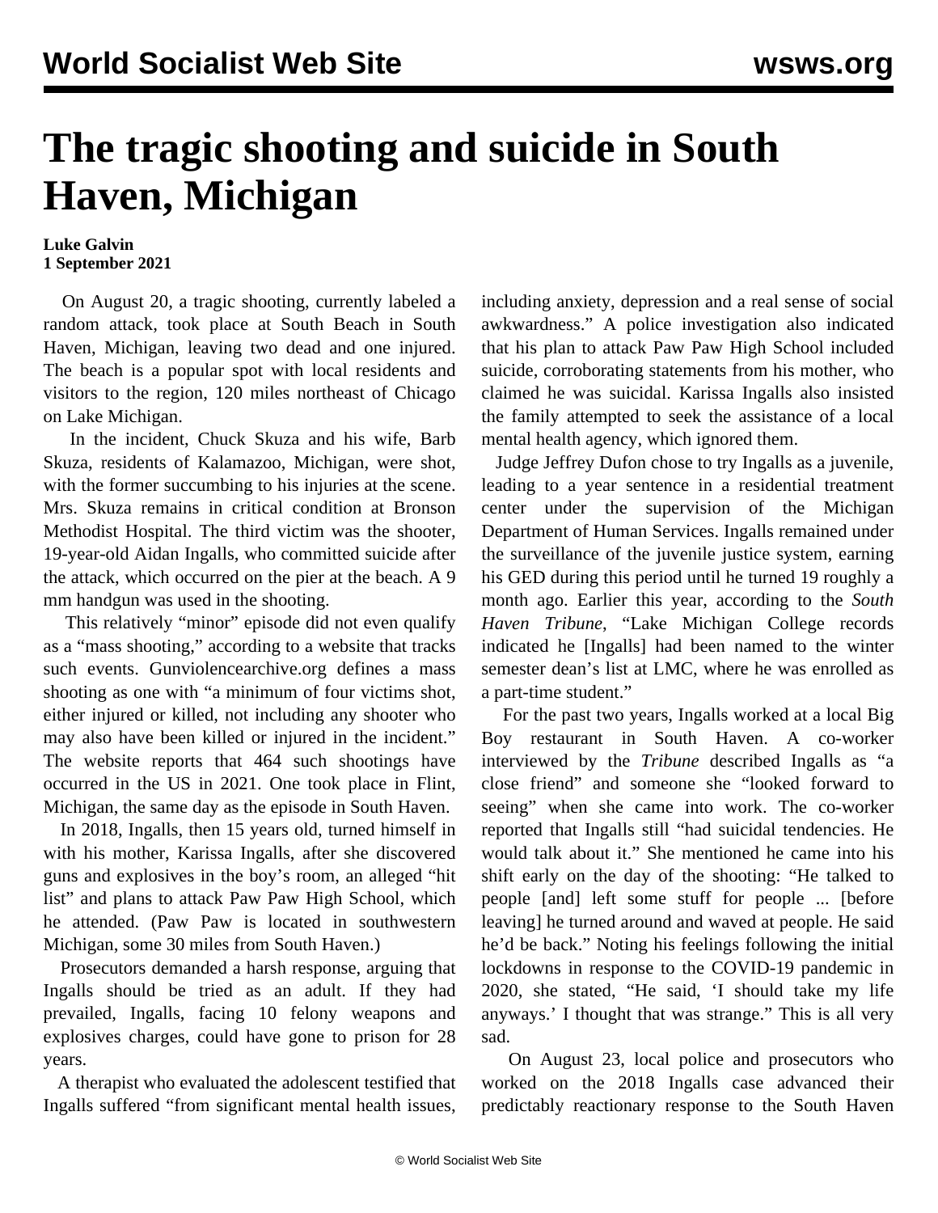# The tragic shooting and suicide in South Haven, Michigan

**Luke Galvin**
**1 September 2021**

On August 20, a tragic shooting, currently labeled a random attack, took place at South Beach in South Haven, Michigan, leaving two dead and one injured. The beach is a popular spot with local residents and visitors to the region, 120 miles northeast of Chicago on Lake Michigan.

In the incident, Chuck Skuza and his wife, Barb Skuza, residents of Kalamazoo, Michigan, were shot, with the former succumbing to his injuries at the scene. Mrs. Skuza remains in critical condition at Bronson Methodist Hospital. The third victim was the shooter, 19-year-old Aidan Ingalls, who committed suicide after the attack, which occurred on the pier at the beach. A 9 mm handgun was used in the shooting.

This relatively "minor" episode did not even qualify as a "mass shooting," according to a website that tracks such events. Gunviolencearchive.org defines a mass shooting as one with "a minimum of four victims shot, either injured or killed, not including any shooter who may also have been killed or injured in the incident." The website reports that 464 such shootings have occurred in the US in 2021. One took place in Flint, Michigan, the same day as the episode in South Haven.

In 2018, Ingalls, then 15 years old, turned himself in with his mother, Karissa Ingalls, after she discovered guns and explosives in the boy's room, an alleged "hit list" and plans to attack Paw Paw High School, which he attended. (Paw Paw is located in southwestern Michigan, some 30 miles from South Haven.)

Prosecutors demanded a harsh response, arguing that Ingalls should be tried as an adult. If they had prevailed, Ingalls, facing 10 felony weapons and explosives charges, could have gone to prison for 28 years.

A therapist who evaluated the adolescent testified that Ingalls suffered "from significant mental health issues, including anxiety, depression and a real sense of social awkwardness." A police investigation also indicated that his plan to attack Paw Paw High School included suicide, corroborating statements from his mother, who claimed he was suicidal. Karissa Ingalls also insisted the family attempted to seek the assistance of a local mental health agency, which ignored them.

Judge Jeffrey Dufon chose to try Ingalls as a juvenile, leading to a year sentence in a residential treatment center under the supervision of the Michigan Department of Human Services. Ingalls remained under the surveillance of the juvenile justice system, earning his GED during this period until he turned 19 roughly a month ago. Earlier this year, according to the *South Haven Tribune*, "Lake Michigan College records indicated he [Ingalls] had been named to the winter semester dean's list at LMC, where he was enrolled as a part-time student."

For the past two years, Ingalls worked at a local Big Boy restaurant in South Haven. A co-worker interviewed by the *Tribune* described Ingalls as "a close friend" and someone she "looked forward to seeing" when she came into work. The co-worker reported that Ingalls still "had suicidal tendencies. He would talk about it." She mentioned he came into his shift early on the day of the shooting: "He talked to people [and] left some stuff for people ... [before leaving] he turned around and waved at people. He said he'd be back." Noting his feelings following the initial lockdowns in response to the COVID-19 pandemic in 2020, she stated, "He said, 'I should take my life anyways.' I thought that was strange." This is all very sad.

On August 23, local police and prosecutors who worked on the 2018 Ingalls case advanced their predictably reactionary response to the South Haven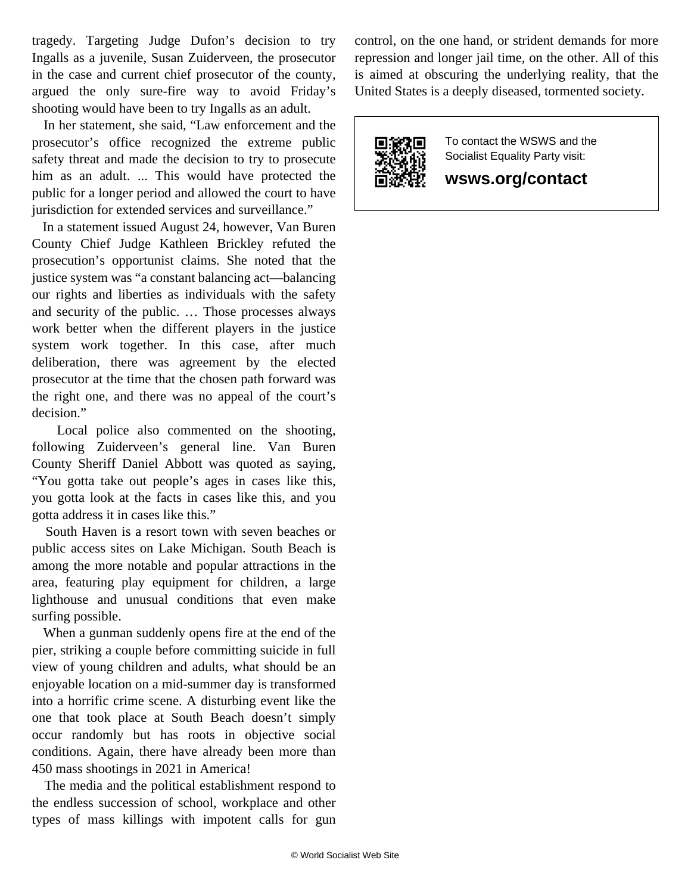tragedy. Targeting Judge Dufon's decision to try Ingalls as a juvenile, Susan Zuiderveen, the prosecutor in the case and current chief prosecutor of the county, argued the only sure-fire way to avoid Friday's shooting would have been to try Ingalls as an adult.

In her statement, she said, "Law enforcement and the prosecutor's office recognized the extreme public safety threat and made the decision to try to prosecute him as an adult. ... This would have protected the public for a longer period and allowed the court to have jurisdiction for extended services and surveillance."

In a statement issued August 24, however, Van Buren County Chief Judge Kathleen Brickley refuted the prosecution's opportunist claims. She noted that the justice system was "a constant balancing act—balancing our rights and liberties as individuals with the safety and security of the public. … Those processes always work better when the different players in the justice system work together. In this case, after much deliberation, there was agreement by the elected prosecutor at the time that the chosen path forward was the right one, and there was no appeal of the court's decision."

Local police also commented on the shooting, following Zuiderveen's general line. Van Buren County Sheriff Daniel Abbott was quoted as saying, "You gotta take out people's ages in cases like this, you gotta look at the facts in cases like this, and you gotta address it in cases like this."

South Haven is a resort town with seven beaches or public access sites on Lake Michigan. South Beach is among the more notable and popular attractions in the area, featuring play equipment for children, a large lighthouse and unusual conditions that even make surfing possible.

When a gunman suddenly opens fire at the end of the pier, striking a couple before committing suicide in full view of young children and adults, what should be an enjoyable location on a mid-summer day is transformed into a horrific crime scene. A disturbing event like the one that took place at South Beach doesn't simply occur randomly but has roots in objective social conditions. Again, there have already been more than 450 mass shootings in 2021 in America!

The media and the political establishment respond to the endless succession of school, workplace and other types of mass killings with impotent calls for gun control, on the one hand, or strident demands for more repression and longer jail time, on the other. All of this is aimed at obscuring the underlying reality, that the United States is a deeply diseased, tormented society.

To contact the WSWS and the Socialist Equality Party visit:

**wsws.org/contact**